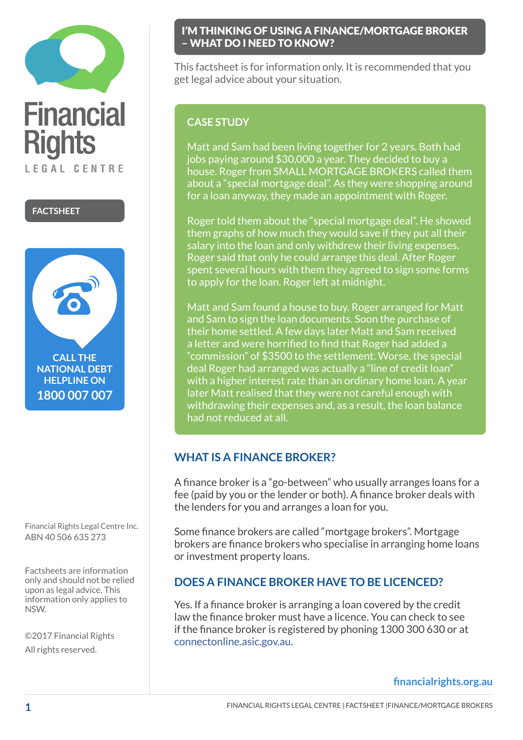Financial Rights
LEGAL CENTRE

**FACTSHEET**

**CALL THE NATIONAL DEBT HELPLINE ON 1800 007 007**

# I'M THINKING OF USING A FINANCE/MORTGAGE BROKER – WHAT DO I NEED TO KNOW?

This factsheet is for information only. It is recommended that you get legal advice about your situation.

## CASE STUDY

Matt and Sam had been living together for 2 years. Both had jobs paying around $30,000 a year. They decided to buy a house. Roger from SMALL MORTGAGE BROKERS called them about a "special mortgage deal". As they were shopping around for a loan anyway, they made an appointment with Roger.

Roger told them about the "special mortgage deal". He showed them graphs of how much they would save if they put all their salary into the loan and only withdrew their living expenses. Roger said that only he could arrange this deal. After Roger spent several hours with them they agreed to sign some forms to apply for the loan. Roger left at midnight.

Matt and Sam found a house to buy. Roger arranged for Matt and Sam to sign the loan documents. Soon the purchase of their home settled. A few days later Matt and Sam received a letter and were horrified to find that Roger had added a "commission" of $3500 to the settlement. Worse, the special deal Roger had arranged was actually a "line of credit loan" with a higher interest rate than an ordinary home loan. A year later Matt realised that they were not careful enough with withdrawing their expenses and, as a result, the loan balance had not reduced at all.

## WHAT IS A FINANCE BROKER?

A finance broker is a "go-between" who usually arranges loans for a fee (paid by you or the lender or both). A finance broker deals with the lenders for you and arranges a loan for you.

Some finance brokers are called "mortgage brokers". Mortgage brokers are finance brokers who specialise in arranging home loans or investment property loans.

## DOES A FINANCE BROKER HAVE TO BE LICENCED?

Yes. If a finance broker is arranging a loan covered by the credit law the finance broker must have a licence. You can check to see if the finance broker is registered by phoning 1300 300 630 or at connectonline.asic.gov.au.

Financial Rights Legal Centre Inc.
ABN 40 506 635 273

Factsheets are information only and should not be relied upon as legal advice. This information only applies to NSW.

©2017 Financial Rights
All rights reserved.

financialrights.org.au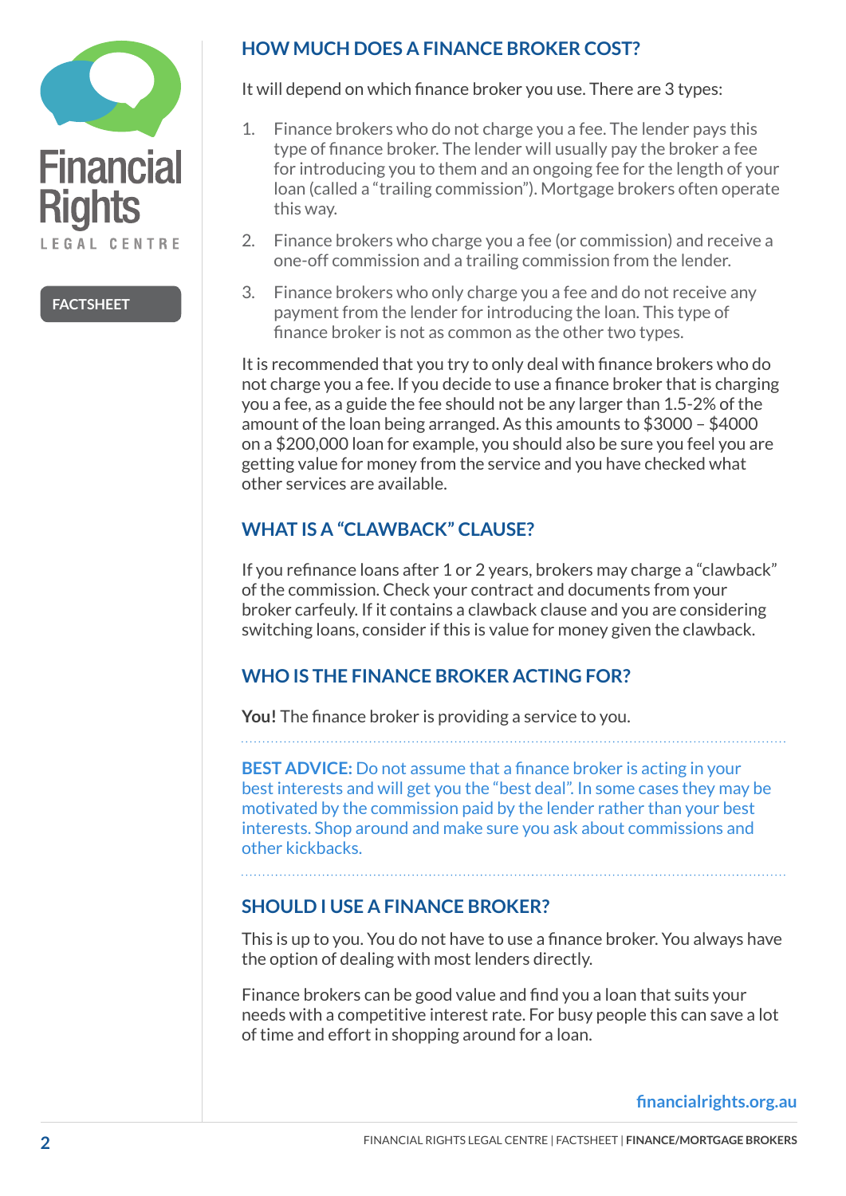## HOW MUCH DOES A FINANCE BROKER COST?

It will depend on which finance broker you use. There are 3 types:

1. Finance brokers who do not charge you a fee. The lender pays this type of finance broker. The lender will usually pay the broker a fee for introducing you to them and an ongoing fee for the length of your loan (called a "trailing commission"). Mortgage brokers often operate this way.
2. Finance brokers who charge you a fee (or commission) and receive a one-off commission and a trailing commission from the lender.
3. Finance brokers who only charge you a fee and do not receive any payment from the lender for introducing the loan. This type of finance broker is not as common as the other two types.

It is recommended that you try to only deal with finance brokers who do not charge you a fee. If you decide to use a finance broker that is charging you a fee, as a guide the fee should not be any larger than 1.5-2% of the amount of the loan being arranged. As this amounts to $3000 – $4000 on a $200,000 loan for example, you should also be sure you feel you are getting value for money from the service and you have checked what other services are available.

## WHAT IS A "CLAWBACK" CLAUSE?

If you refinance loans after 1 or 2 years, brokers may charge a "clawback" of the commission. Check your contract and documents from your broker carfeuly. If it contains a clawback clause and you are considering switching loans, consider if this is value for money given the clawback.

## WHO IS THE FINANCE BROKER ACTING FOR?

**You!** The finance broker is providing a service to you.

**BEST ADVICE:** Do not assume that a finance broker is acting in your best interests and will get you the "best deal". In some cases they may be motivated by the commission paid by the lender rather than your best interests. Shop around and make sure you ask about commissions and other kickbacks.

## SHOULD I USE A FINANCE BROKER?

This is up to you. You do not have to use a finance broker. You always have the option of dealing with most lenders directly.

Finance brokers can be good value and find you a loan that suits your needs with a competitive interest rate. For busy people this can save a lot of time and effort in shopping around for a loan.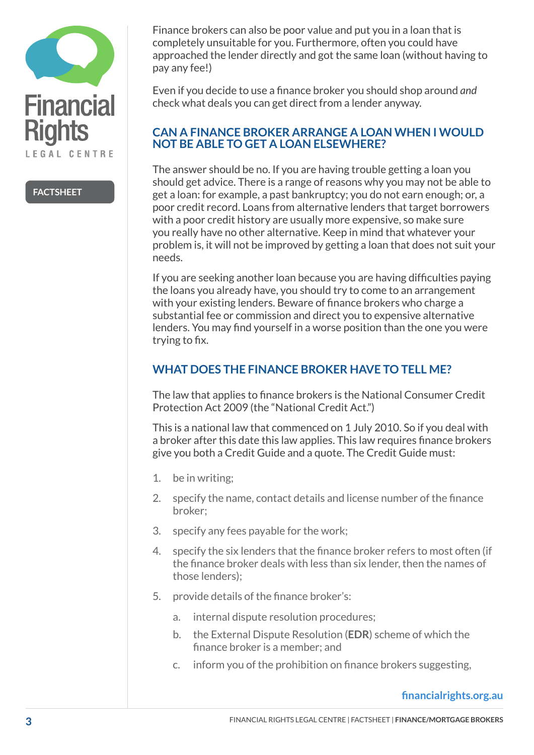Finance brokers can also be poor value and put you in a loan that is completely unsuitable for you. Furthermore, often you could have approached the lender directly and got the same loan (without having to pay any fee!)

Even if you decide to use a finance broker you should shop around *and* check what deals you can get direct from a lender anyway.

## CAN A FINANCE BROKER ARRANGE A LOAN WHEN I WOULD NOT BE ABLE TO GET A LOAN ELSEWHERE?

The answer should be no. If you are having trouble getting a loan you should get advice. There is a range of reasons why you may not be able to get a loan: for example, a past bankruptcy; you do not earn enough; or, a poor credit record. Loans from alternative lenders that target borrowers with a poor credit history are usually more expensive, so make sure you really have no other alternative. Keep in mind that whatever your problem is, it will not be improved by getting a loan that does not suit your needs.

If you are seeking another loan because you are having difficulties paying the loans you already have, you should try to come to an arrangement with your existing lenders. Beware of finance brokers who charge a substantial fee or commission and direct you to expensive alternative lenders. You may find yourself in a worse position than the one you were trying to fix.

## WHAT DOES THE FINANCE BROKER HAVE TO TELL ME?

The law that applies to finance brokers is the National Consumer Credit Protection Act 2009 (the "National Credit Act.")

This is a national law that commenced on 1 July 2010. So if you deal with a broker after this date this law applies. This law requires finance brokers give you both a Credit Guide and a quote. The Credit Guide must:

1. be in writing;
2. specify the name, contact details and license number of the finance broker;
3. specify any fees payable for the work;
4. specify the six lenders that the finance broker refers to most often (if the finance broker deals with less than six lender, then the names of those lenders);
5. provide details of the finance broker's:
   a. internal dispute resolution procedures;
   b. the External Dispute Resolution (**EDR**) scheme of which the finance broker is a member; and
   c. inform you of the prohibition on finance brokers suggesting,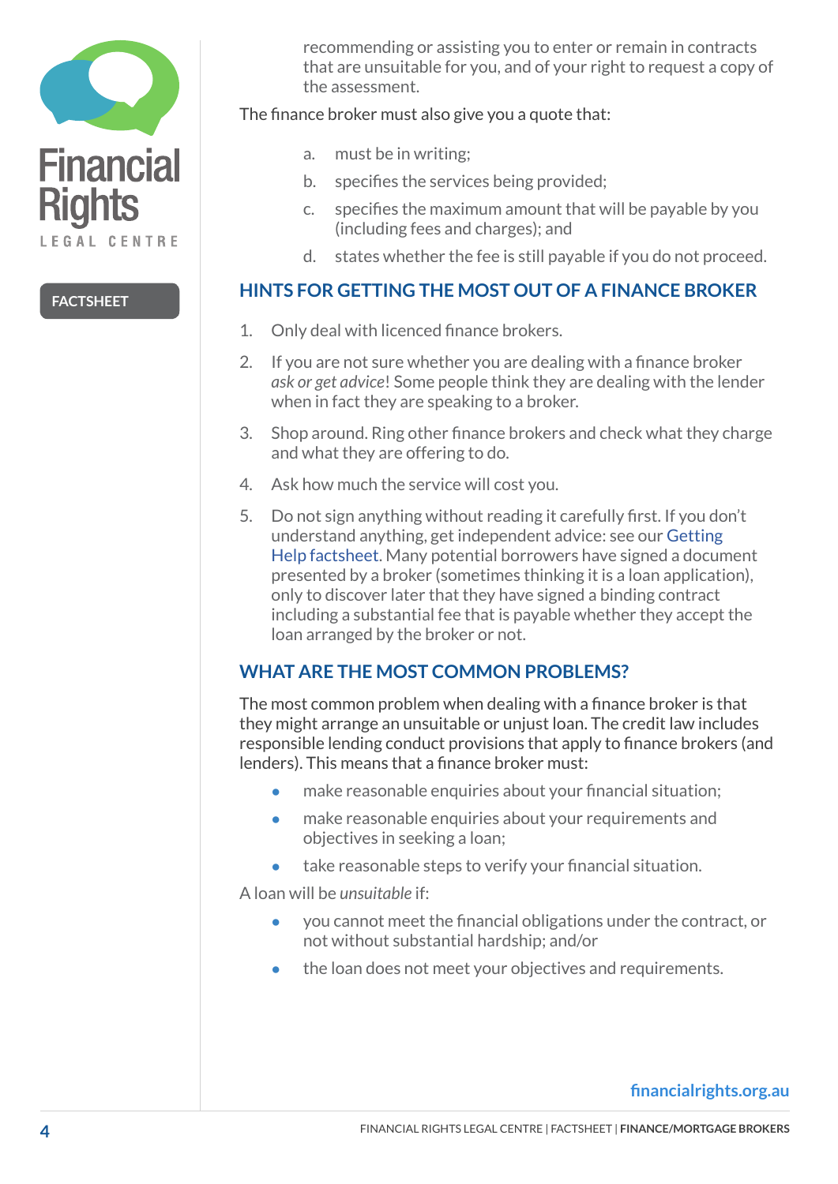recommending or assisting you to enter or remain in contracts that are unsuitable for you, and of your right to request a copy of the assessment.

The finance broker must also give you a quote that:

a. must be in writing;
b. specifies the services being provided;
c. specifies the maximum amount that will be payable by you (including fees and charges); and
d. states whether the fee is still payable if you do not proceed.

## HINTS FOR GETTING THE MOST OUT OF A FINANCE BROKER

1. Only deal with licenced finance brokers.
2. If you are not sure whether you are dealing with a finance broker *ask or get advice*! Some people think they are dealing with the lender when in fact they are speaking to a broker.
3. Shop around. Ring other finance brokers and check what they charge and what they are offering to do.
4. Ask how much the service will cost you.
5. Do not sign anything without reading it carefully first. If you don't understand anything, get independent advice: see our Getting Help factsheet. Many potential borrowers have signed a document presented by a broker (sometimes thinking it is a loan application), only to discover later that they have signed a binding contract including a substantial fee that is payable whether they accept the loan arranged by the broker or not.

## WHAT ARE THE MOST COMMON PROBLEMS?

The most common problem when dealing with a finance broker is that they might arrange an unsuitable or unjust loan. The credit law includes responsible lending conduct provisions that apply to finance brokers (and lenders). This means that a finance broker must:

- make reasonable enquiries about your financial situation;
- make reasonable enquiries about your requirements and objectives in seeking a loan;
- take reasonable steps to verify your financial situation.

A loan will be *unsuitable* if:

- you cannot meet the financial obligations under the contract, or not without substantial hardship; and/or
- the loan does not meet your objectives and requirements.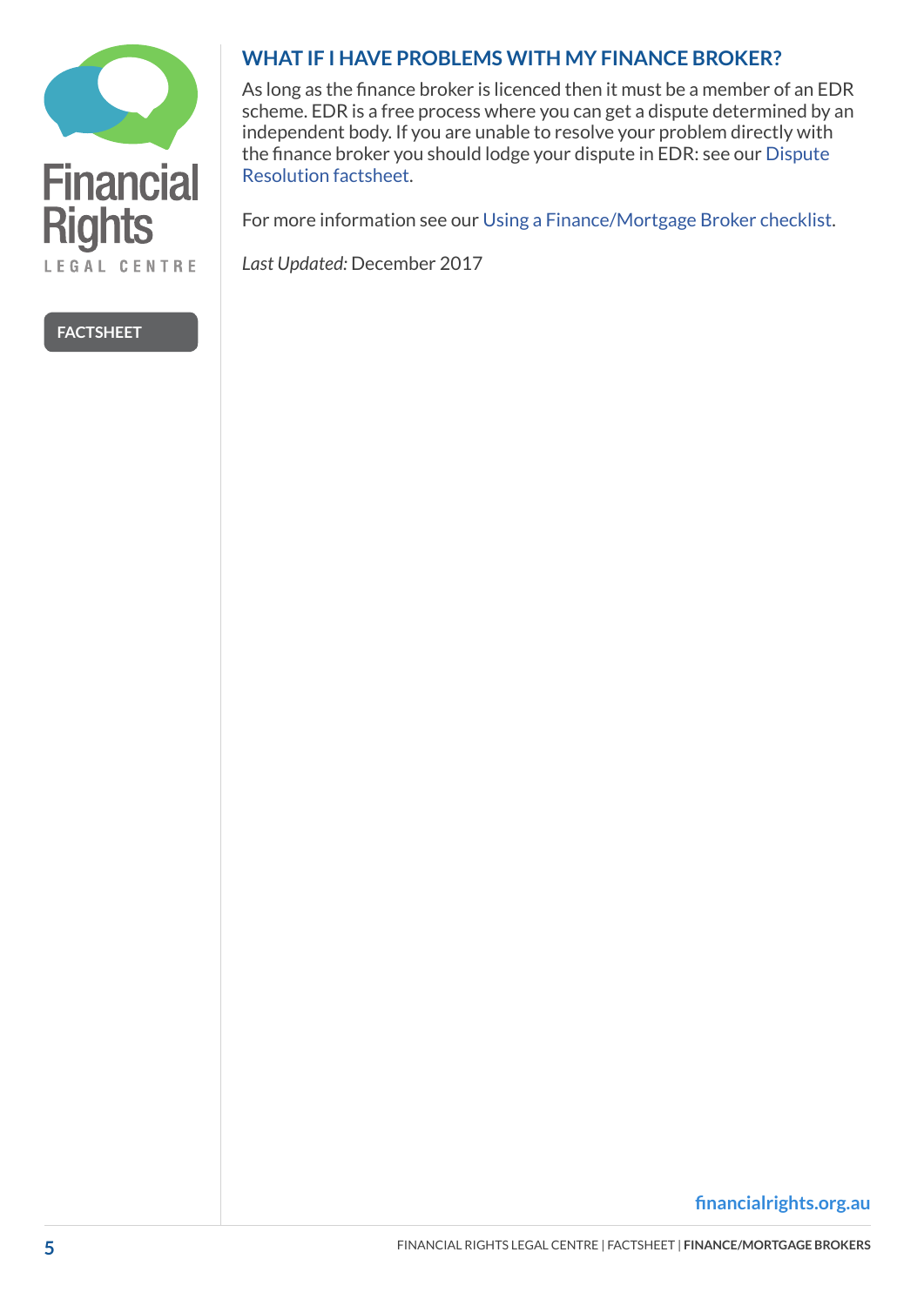## WHAT IF I HAVE PROBLEMS WITH MY FINANCE BROKER?

As long as the finance broker is licenced then it must be a member of an EDR scheme. EDR is a free process where you can get a dispute determined by an independent body. If you are unable to resolve your problem directly with the finance broker you should lodge your dispute in EDR: see our Dispute Resolution factsheet.

For more information see our Using a Finance/Mortgage Broker checklist.

*Last Updated:* December 2017